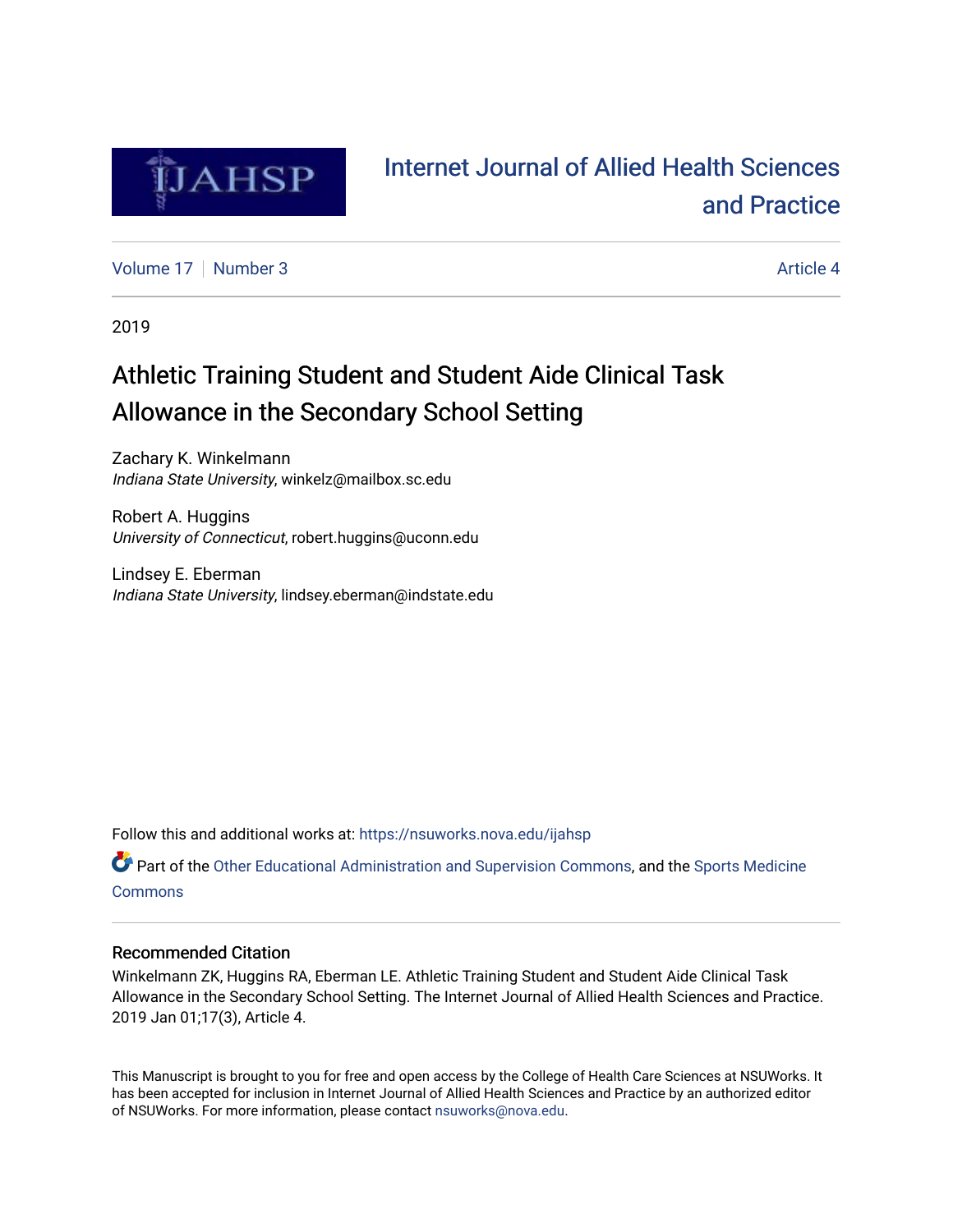# Internet Journal of Allied Health Sciences and Practice

Volume 17 | Number 3 Article 4

2019

# Athletic Training Student and Student Aide Clinical Task Allowance in the Secondary School Setting

Zachary K. Winkelmann
*Indiana State University*, winkelz@mailbox.sc.edu

Robert A. Huggins
*University of Connecticut*, robert.huggins@uconn.edu

Lindsey E. Eberman
*Indiana State University*, lindsey.eberman@indstate.edu

Follow this and additional works at: https://nsuworks.nova.edu/ijahsp

Part of the Other Educational Administration and Supervision Commons, and the Sports Medicine Commons

## Recommended Citation

Winkelmann ZK, Huggins RA, Eberman LE. Athletic Training Student and Student Aide Clinical Task Allowance in the Secondary School Setting. The Internet Journal of Allied Health Sciences and Practice. 2019 Jan 01;17(3), Article 4.

This Manuscript is brought to you for free and open access by the College of Health Care Sciences at NSUWorks. It has been accepted for inclusion in Internet Journal of Allied Health Sciences and Practice by an authorized editor of NSUWorks. For more information, please contact nsuworks@nova.edu.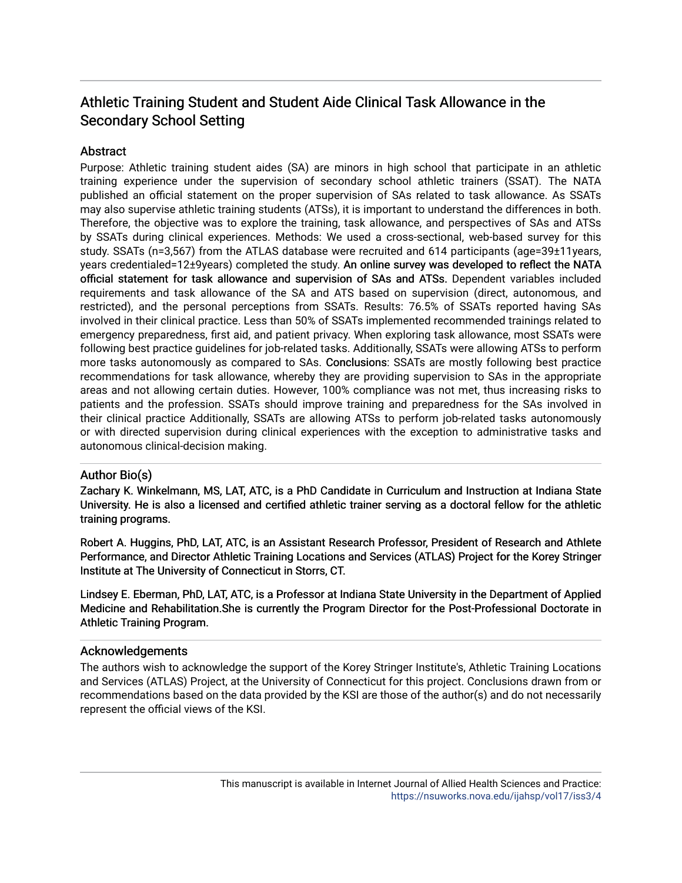# Athletic Training Student and Student Aide Clinical Task Allowance in the Secondary School Setting

## Abstract

Purpose: Athletic training student aides (SA) are minors in high school that participate in an athletic training experience under the supervision of secondary school athletic trainers (SSAT). The NATA published an official statement on the proper supervision of SAs related to task allowance. As SSATs may also supervise athletic training students (ATSs), it is important to understand the differences in both. Therefore, the objective was to explore the training, task allowance, and perspectives of SAs and ATSs by SSATs during clinical experiences. Methods: We used a cross-sectional, web-based survey for this study. SSATs (n=3,567) from the ATLAS database were recruited and 614 participants (age=39±11years, years credentialed=12±9years) completed the study. An online survey was developed to reflect the NATA official statement for task allowance and supervision of SAs and ATSs. Dependent variables included requirements and task allowance of the SA and ATS based on supervision (direct, autonomous, and restricted), and the personal perceptions from SSATs. Results: 76.5% of SSATs reported having SAs involved in their clinical practice. Less than 50% of SSATs implemented recommended trainings related to emergency preparedness, first aid, and patient privacy. When exploring task allowance, most SSATs were following best practice guidelines for job-related tasks. Additionally, SSATs were allowing ATSs to perform more tasks autonomously as compared to SAs. Conclusions: SSATs are mostly following best practice recommendations for task allowance, whereby they are providing supervision to SAs in the appropriate areas and not allowing certain duties. However, 100% compliance was not met, thus increasing risks to patients and the profession. SSATs should improve training and preparedness for the SAs involved in their clinical practice Additionally, SSATs are allowing ATSs to perform job-related tasks autonomously or with directed supervision during clinical experiences with the exception to administrative tasks and autonomous clinical-decision making.

## Author Bio(s)

Zachary K. Winkelmann, MS, LAT, ATC, is a PhD Candidate in Curriculum and Instruction at Indiana State University. He is also a licensed and certified athletic trainer serving as a doctoral fellow for the athletic training programs.

Robert A. Huggins, PhD, LAT, ATC, is an Assistant Research Professor, President of Research and Athlete Performance, and Director Athletic Training Locations and Services (ATLAS) Project for the Korey Stringer Institute at The University of Connecticut in Storrs, CT.

Lindsey E. Eberman, PhD, LAT, ATC, is a Professor at Indiana State University in the Department of Applied Medicine and Rehabilitation.She is currently the Program Director for the Post-Professional Doctorate in Athletic Training Program.

## Acknowledgements

The authors wish to acknowledge the support of the Korey Stringer Institute's, Athletic Training Locations and Services (ATLAS) Project, at the University of Connecticut for this project. Conclusions drawn from or recommendations based on the data provided by the KSI are those of the author(s) and do not necessarily represent the official views of the KSI.

This manuscript is available in Internet Journal of Allied Health Sciences and Practice: https://nsuworks.nova.edu/ijahsp/vol17/iss3/4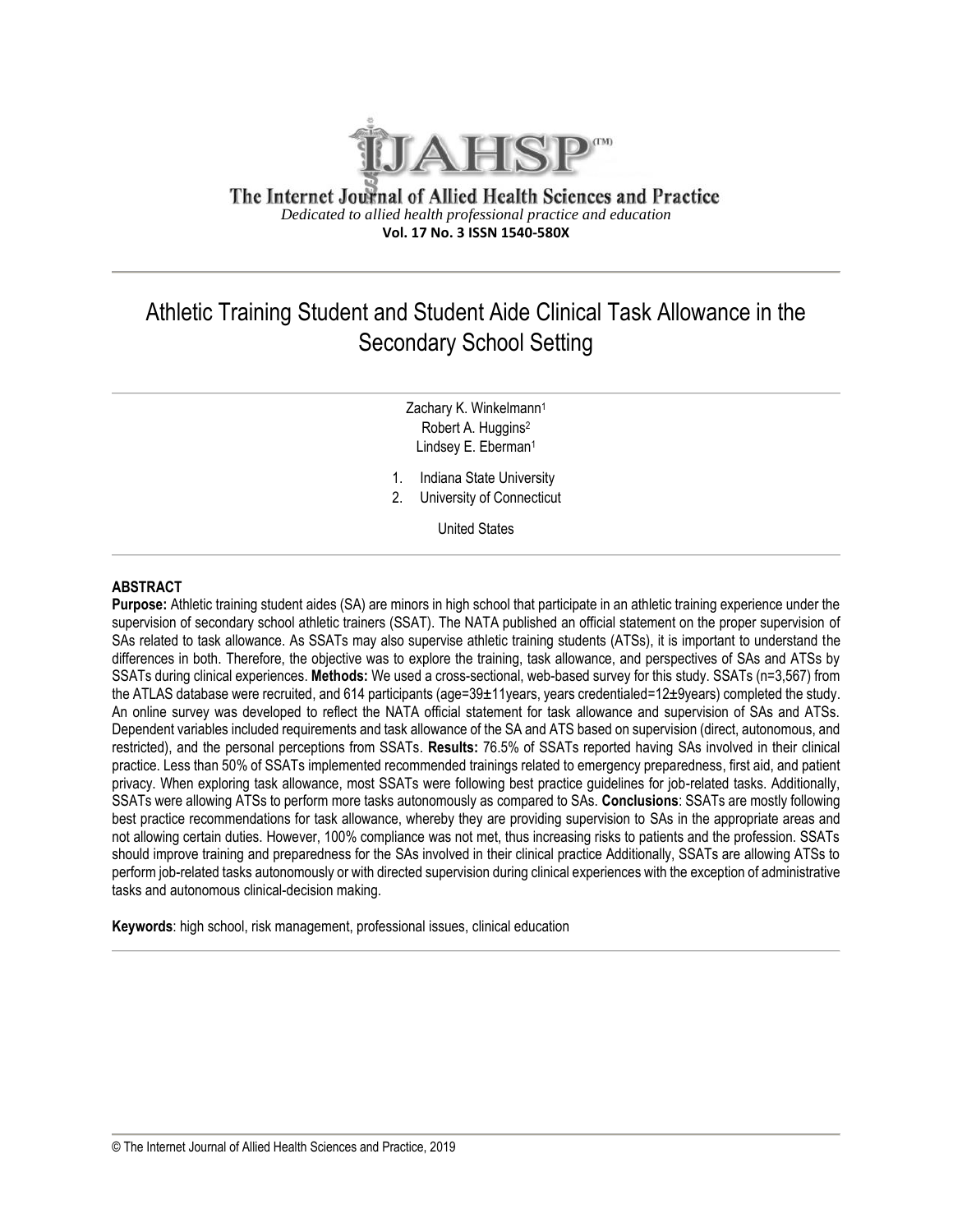# The Internet Journal of Allied Health Sciences and Practice

*Dedicated to allied health professional practice and education*

**Vol. 17 No. 3 ISSN 1540-580X**

## Athletic Training Student and Student Aide Clinical Task Allowance in the Secondary School Setting

Zachary K. Winkelmann[1]
Robert A. Huggins[2]
Lindsey E. Eberman[1]

1. Indiana State University
2. University of Connecticut

United States

### ABSTRACT

**Purpose:** Athletic training student aides (SA) are minors in high school that participate in an athletic training experience under the supervision of secondary school athletic trainers (SSAT). The NATA published an official statement on the proper supervision of SAs related to task allowance. As SSATs may also supervise athletic training students (ATSs), it is important to understand the differences in both. Therefore, the objective was to explore the training, task allowance, and perspectives of SAs and ATSs by SSATs during clinical experiences. **Methods:** We used a cross-sectional, web-based survey for this study. SSATs (n=3,567) from the ATLAS database were recruited, and 614 participants (age=39±11years, years credentialed=12±9years) completed the study. An online survey was developed to reflect the NATA official statement for task allowance and supervision of SAs and ATSs. Dependent variables included requirements and task allowance of the SA and ATS based on supervision (direct, autonomous, and restricted), and the personal perceptions from SSATs. **Results:** 76.5% of SSATs reported having SAs involved in their clinical practice. Less than 50% of SSATs implemented recommended trainings related to emergency preparedness, first aid, and patient privacy. When exploring task allowance, most SSATs were following best practice guidelines for job-related tasks. Additionally, SSATs were allowing ATSs to perform more tasks autonomously as compared to SAs. **Conclusions**: SSATs are mostly following best practice recommendations for task allowance, whereby they are providing supervision to SAs in the appropriate areas and not allowing certain duties. However, 100% compliance was not met, thus increasing risks to patients and the profession. SSATs should improve training and preparedness for the SAs involved in their clinical practice Additionally, SSATs are allowing ATSs to perform job-related tasks autonomously or with directed supervision during clinical experiences with the exception of administrative tasks and autonomous clinical-decision making.

**Keywords**: high school, risk management, professional issues, clinical education

© The Internet Journal of Allied Health Sciences and Practice, 2019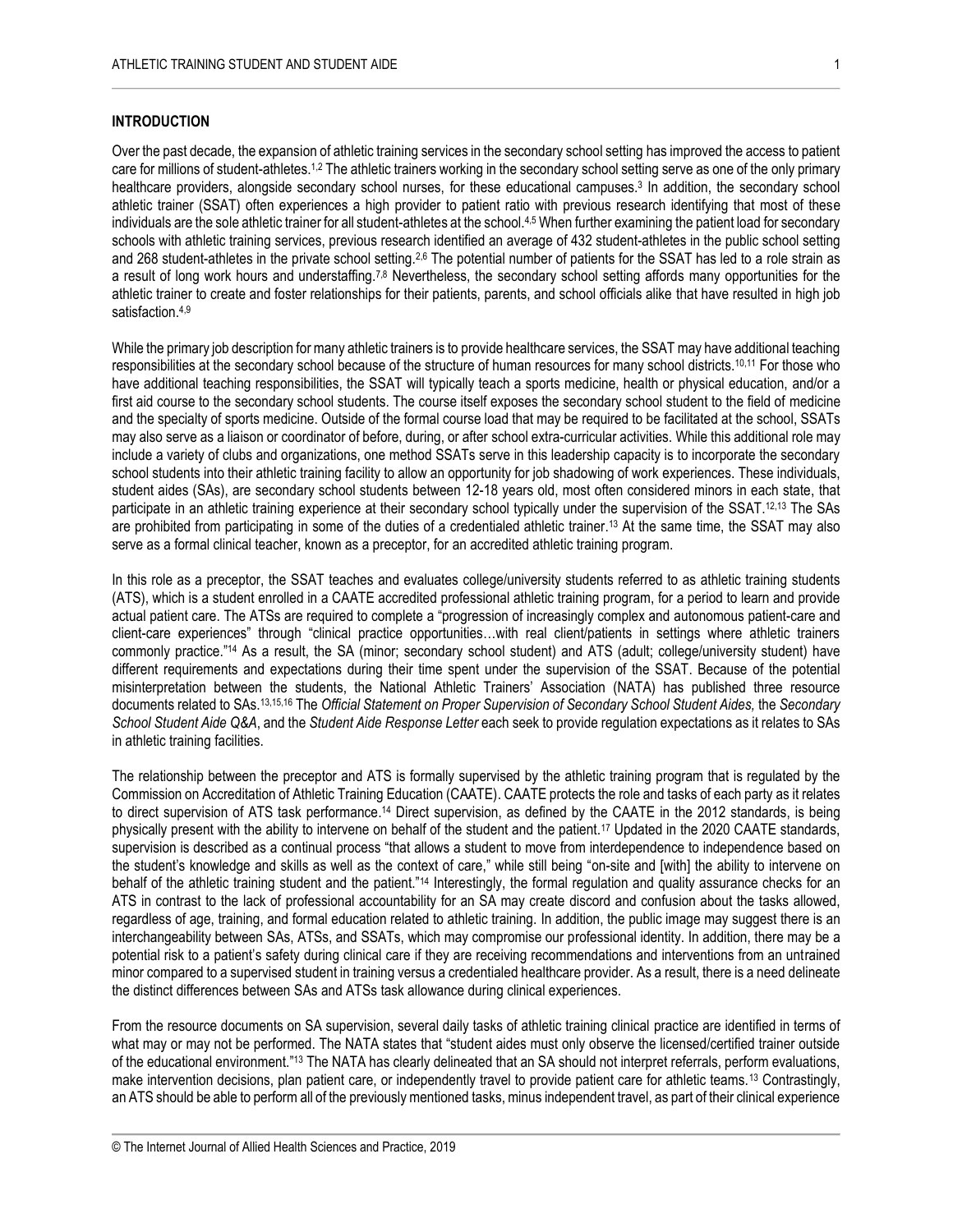## INTRODUCTION

Over the past decade, the expansion of athletic training services in the secondary school setting has improved the access to patient care for millions of student-athletes.[1,2] The athletic trainers working in the secondary school setting serve as one of the only primary healthcare providers, alongside secondary school nurses, for these educational campuses.[3] In addition, the secondary school athletic trainer (SSAT) often experiences a high provider to patient ratio with previous research identifying that most of these individuals are the sole athletic trainer for all student-athletes at the school.[4,5] When further examining the patient load for secondary schools with athletic training services, previous research identified an average of 432 student-athletes in the public school setting and 268 student-athletes in the private school setting.[2,6] The potential number of patients for the SSAT has led to a role strain as a result of long work hours and understaffing.[7,8] Nevertheless, the secondary school setting affords many opportunities for the athletic trainer to create and foster relationships for their patients, parents, and school officials alike that have resulted in high job satisfaction.[4,9]

While the primary job description for many athletic trainers is to provide healthcare services, the SSAT may have additional teaching responsibilities at the secondary school because of the structure of human resources for many school districts.[10,11] For those who have additional teaching responsibilities, the SSAT will typically teach a sports medicine, health or physical education, and/or a first aid course to the secondary school students. The course itself exposes the secondary school student to the field of medicine and the specialty of sports medicine. Outside of the formal course load that may be required to be facilitated at the school, SSATs may also serve as a liaison or coordinator of before, during, or after school extra-curricular activities. While this additional role may include a variety of clubs and organizations, one method SSATs serve in this leadership capacity is to incorporate the secondary school students into their athletic training facility to allow an opportunity for job shadowing of work experiences. These individuals, student aides (SAs), are secondary school students between 12-18 years old, most often considered minors in each state, that participate in an athletic training experience at their secondary school typically under the supervision of the SSAT.[12,13] The SAs are prohibited from participating in some of the duties of a credentialed athletic trainer.[13] At the same time, the SSAT may also serve as a formal clinical teacher, known as a preceptor, for an accredited athletic training program.

In this role as a preceptor, the SSAT teaches and evaluates college/university students referred to as athletic training students (ATS), which is a student enrolled in a CAATE accredited professional athletic training program, for a period to learn and provide actual patient care. The ATSs are required to complete a "progression of increasingly complex and autonomous patient-care and client-care experiences" through "clinical practice opportunities…with real client/patients in settings where athletic trainers commonly practice."[14] As a result, the SA (minor; secondary school student) and ATS (adult; college/university student) have different requirements and expectations during their time spent under the supervision of the SSAT. Because of the potential misinterpretation between the students, the National Athletic Trainers' Association (NATA) has published three resource documents related to SAs.[13,15,16] The *Official Statement on Proper Supervision of Secondary School Student Aides,* the *Secondary School Student Aide Q&A*, and the *Student Aide Response Letter* each seek to provide regulation expectations as it relates to SAs in athletic training facilities.

The relationship between the preceptor and ATS is formally supervised by the athletic training program that is regulated by the Commission on Accreditation of Athletic Training Education (CAATE). CAATE protects the role and tasks of each party as it relates to direct supervision of ATS task performance.[14] Direct supervision, as defined by the CAATE in the 2012 standards, is being physically present with the ability to intervene on behalf of the student and the patient.[17] Updated in the 2020 CAATE standards, supervision is described as a continual process "that allows a student to move from interdependence to independence based on the student's knowledge and skills as well as the context of care," while still being "on-site and [with] the ability to intervene on behalf of the athletic training student and the patient."[14] Interestingly, the formal regulation and quality assurance checks for an ATS in contrast to the lack of professional accountability for an SA may create discord and confusion about the tasks allowed, regardless of age, training, and formal education related to athletic training. In addition, the public image may suggest there is an interchangeability between SAs, ATSs, and SSATs, which may compromise our professional identity. In addition, there may be a potential risk to a patient's safety during clinical care if they are receiving recommendations and interventions from an untrained minor compared to a supervised student in training versus a credentialed healthcare provider. As a result, there is a need delineate the distinct differences between SAs and ATSs task allowance during clinical experiences.

From the resource documents on SA supervision, several daily tasks of athletic training clinical practice are identified in terms of what may or may not be performed. The NATA states that "student aides must only observe the licensed/certified trainer outside of the educational environment."[13] The NATA has clearly delineated that an SA should not interpret referrals, perform evaluations, make intervention decisions, plan patient care, or independently travel to provide patient care for athletic teams.[13] Contrastingly, an ATS should be able to perform all of the previously mentioned tasks, minus independent travel, as part of their clinical experience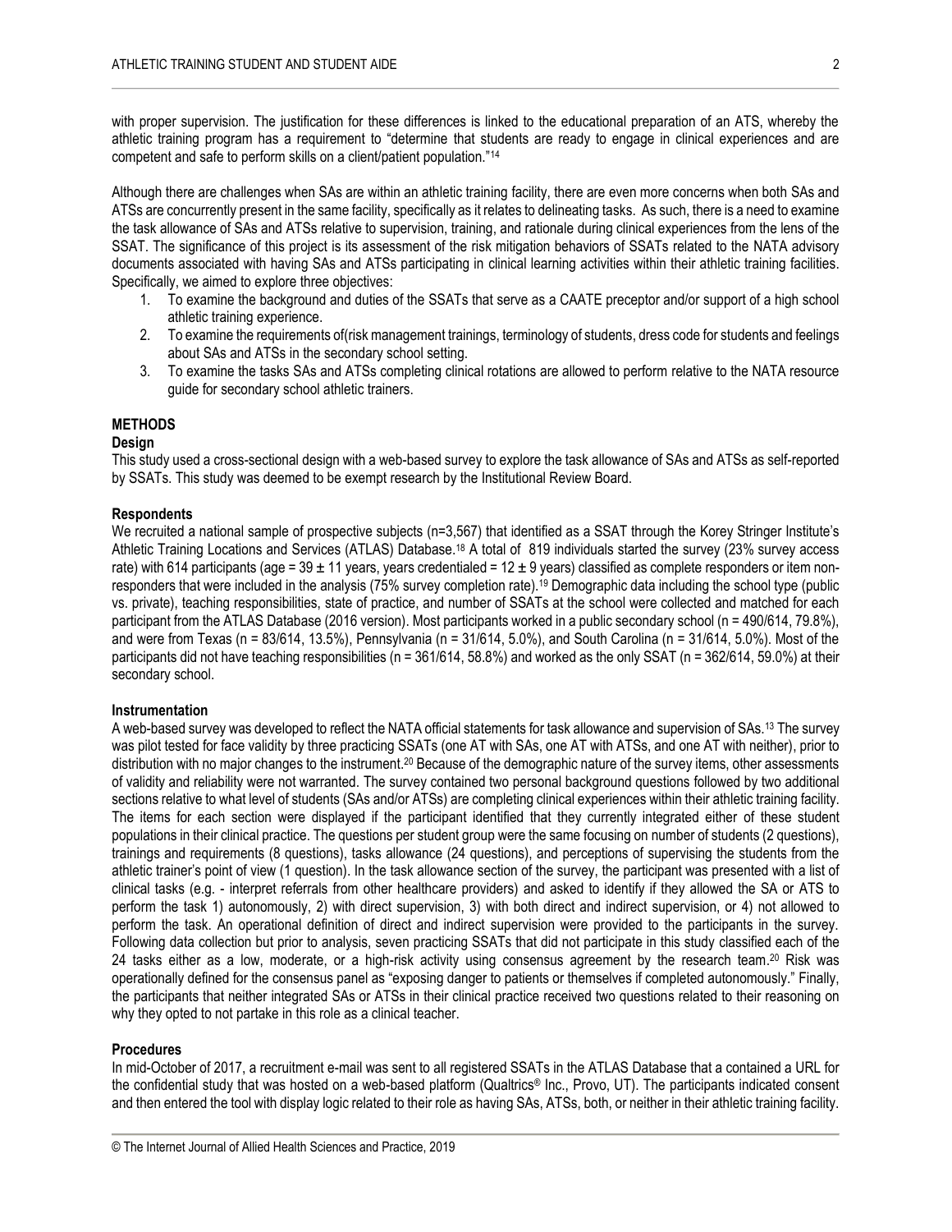with proper supervision. The justification for these differences is linked to the educational preparation of an ATS, whereby the athletic training program has a requirement to "determine that students are ready to engage in clinical experiences and are competent and safe to perform skills on a client/patient population."[14]

Although there are challenges when SAs are within an athletic training facility, there are even more concerns when both SAs and ATSs are concurrently present in the same facility, specifically as it relates to delineating tasks. As such, there is a need to examine the task allowance of SAs and ATSs relative to supervision, training, and rationale during clinical experiences from the lens of the SSAT. The significance of this project is its assessment of the risk mitigation behaviors of SSATs related to the NATA advisory documents associated with having SAs and ATSs participating in clinical learning activities within their athletic training facilities. Specifically, we aimed to explore three objectives:

1. To examine the background and duties of the SSATs that serve as a CAATE preceptor and/or support of a high school athletic training experience.
2. To examine the requirements of(risk management trainings, terminology of students, dress code for students and feelings about SAs and ATSs in the secondary school setting.
3. To examine the tasks SAs and ATSs completing clinical rotations are allowed to perform relative to the NATA resource guide for secondary school athletic trainers.

## METHODS

### Design

This study used a cross-sectional design with a web-based survey to explore the task allowance of SAs and ATSs as self-reported by SSATs. This study was deemed to be exempt research by the Institutional Review Board.

### Respondents

We recruited a national sample of prospective subjects (n=3,567) that identified as a SSAT through the Korey Stringer Institute's Athletic Training Locations and Services (ATLAS) Database.[18] A total of 819 individuals started the survey (23% survey access rate) with 614 participants (age = 39 ± 11 years, years credentialed = 12 ± 9 years) classified as complete responders or item non-responders that were included in the analysis (75% survey completion rate).[19] Demographic data including the school type (public vs. private), teaching responsibilities, state of practice, and number of SSATs at the school were collected and matched for each participant from the ATLAS Database (2016 version). Most participants worked in a public secondary school (n = 490/614, 79.8%), and were from Texas (n = 83/614, 13.5%), Pennsylvania (n = 31/614, 5.0%), and South Carolina (n = 31/614, 5.0%). Most of the participants did not have teaching responsibilities (n = 361/614, 58.8%) and worked as the only SSAT (n = 362/614, 59.0%) at their secondary school.

### Instrumentation

A web-based survey was developed to reflect the NATA official statements for task allowance and supervision of SAs.[13] The survey was pilot tested for face validity by three practicing SSATs (one AT with SAs, one AT with ATSs, and one AT with neither), prior to distribution with no major changes to the instrument.[20] Because of the demographic nature of the survey items, other assessments of validity and reliability were not warranted. The survey contained two personal background questions followed by two additional sections relative to what level of students (SAs and/or ATSs) are completing clinical experiences within their athletic training facility. The items for each section were displayed if the participant identified that they currently integrated either of these student populations in their clinical practice. The questions per student group were the same focusing on number of students (2 questions), trainings and requirements (8 questions), tasks allowance (24 questions), and perceptions of supervising the students from the athletic trainer's point of view (1 question). In the task allowance section of the survey, the participant was presented with a list of clinical tasks (e.g. - interpret referrals from other healthcare providers) and asked to identify if they allowed the SA or ATS to perform the task 1) autonomously, 2) with direct supervision, 3) with both direct and indirect supervision, or 4) not allowed to perform the task. An operational definition of direct and indirect supervision were provided to the participants in the survey. Following data collection but prior to analysis, seven practicing SSATs that did not participate in this study classified each of the 24 tasks either as a low, moderate, or a high-risk activity using consensus agreement by the research team.[20] Risk was operationally defined for the consensus panel as "exposing danger to patients or themselves if completed autonomously." Finally, the participants that neither integrated SAs or ATSs in their clinical practice received two questions related to their reasoning on why they opted to not partake in this role as a clinical teacher.

### Procedures

In mid-October of 2017, a recruitment e-mail was sent to all registered SSATs in the ATLAS Database that a contained a URL for the confidential study that was hosted on a web-based platform (Qualtrics® Inc., Provo, UT). The participants indicated consent and then entered the tool with display logic related to their role as having SAs, ATSs, both, or neither in their athletic training facility.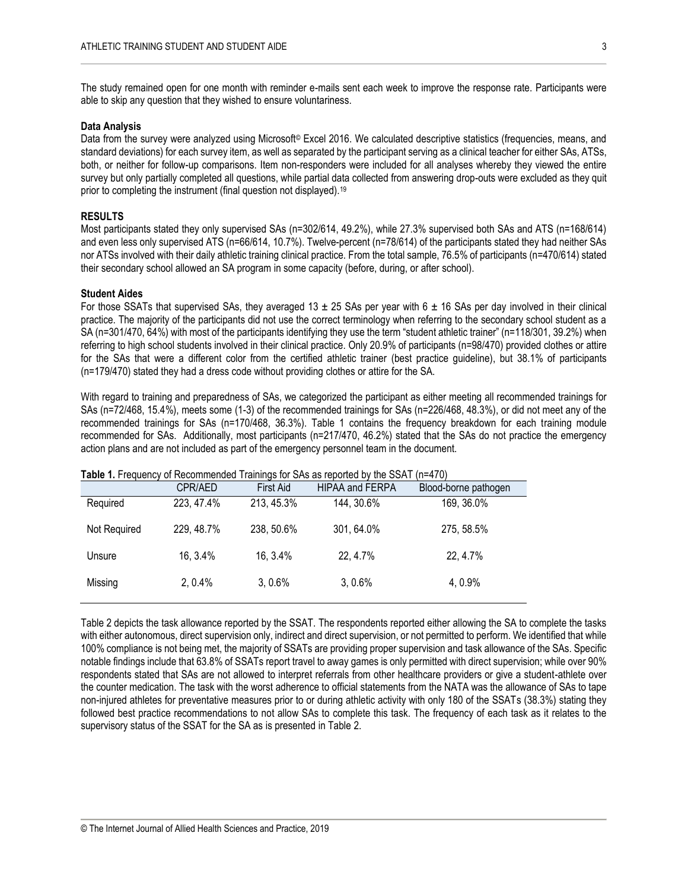The study remained open for one month with reminder e-mails sent each week to improve the response rate. Participants were able to skip any question that they wished to ensure voluntariness.

**Data Analysis**

Data from the survey were analyzed using Microsoft© Excel 2016. We calculated descriptive statistics (frequencies, means, and standard deviations) for each survey item, as well as separated by the participant serving as a clinical teacher for either SAs, ATSs, both, or neither for follow-up comparisons. Item non-responders were included for all analyses whereby they viewed the entire survey but only partially completed all questions, while partial data collected from answering drop-outs were excluded as they quit prior to completing the instrument (final question not displayed).[19]

## RESULTS

Most participants stated they only supervised SAs (n=302/614, 49.2%), while 27.3% supervised both SAs and ATS (n=168/614) and even less only supervised ATS (n=66/614, 10.7%). Twelve-percent (n=78/614) of the participants stated they had neither SAs nor ATSs involved with their daily athletic training clinical practice. From the total sample, 76.5% of participants (n=470/614) stated their secondary school allowed an SA program in some capacity (before, during, or after school).

**Student Aides**

For those SSATs that supervised SAs, they averaged 13 ± 25 SAs per year with 6 ± 16 SAs per day involved in their clinical practice. The majority of the participants did not use the correct terminology when referring to the secondary school student as a SA (n=301/470, 64%) with most of the participants identifying they use the term "student athletic trainer" (n=118/301, 39.2%) when referring to high school students involved in their clinical practice. Only 20.9% of participants (n=98/470) provided clothes or attire for the SAs that were a different color from the certified athletic trainer (best practice guideline), but 38.1% of participants (n=179/470) stated they had a dress code without providing clothes or attire for the SA.

With regard to training and preparedness of SAs, we categorized the participant as either meeting all recommended trainings for SAs (n=72/468, 15.4%), meets some (1-3) of the recommended trainings for SAs (n=226/468, 48.3%), or did not meet any of the recommended trainings for SAs (n=170/468, 36.3%). Table 1 contains the frequency breakdown for each training module recommended for SAs. Additionally, most participants (n=217/470, 46.2%) stated that the SAs do not practice the emergency action plans and are not included as part of the emergency personnel team in the document.

**Table 1.** Frequency of Recommended Trainings for SAs as reported by the SSAT (n=470)

| | CPR/AED | First Aid | HIPAA and FERPA | Blood-borne pathogen |
|---|---|---|---|---|
| Required | 223, 47.4% | 213, 45.3% | 144, 30.6% | 169, 36.0% |
| Not Required | 229, 48.7% | 238, 50.6% | 301, 64.0% | 275, 58.5% |
| Unsure | 16, 3.4% | 16, 3.4% | 22, 4.7% | 22, 4.7% |
| Missing | 2, 0.4% | 3, 0.6% | 3, 0.6% | 4, 0.9% |

Table 2 depicts the task allowance reported by the SSAT. The respondents reported either allowing the SA to complete the tasks with either autonomous, direct supervision only, indirect and direct supervision, or not permitted to perform. We identified that while 100% compliance is not being met, the majority of SSATs are providing proper supervision and task allowance of the SAs. Specific notable findings include that 63.8% of SSATs report travel to away games is only permitted with direct supervision; while over 90% respondents stated that SAs are not allowed to interpret referrals from other healthcare providers or give a student-athlete over the counter medication. The task with the worst adherence to official statements from the NATA was the allowance of SAs to tape non-injured athletes for preventative measures prior to or during athletic activity with only 180 of the SSATs (38.3%) stating they followed best practice recommendations to not allow SAs to complete this task. The frequency of each task as it relates to the supervisory status of the SSAT for the SA as is presented in Table 2.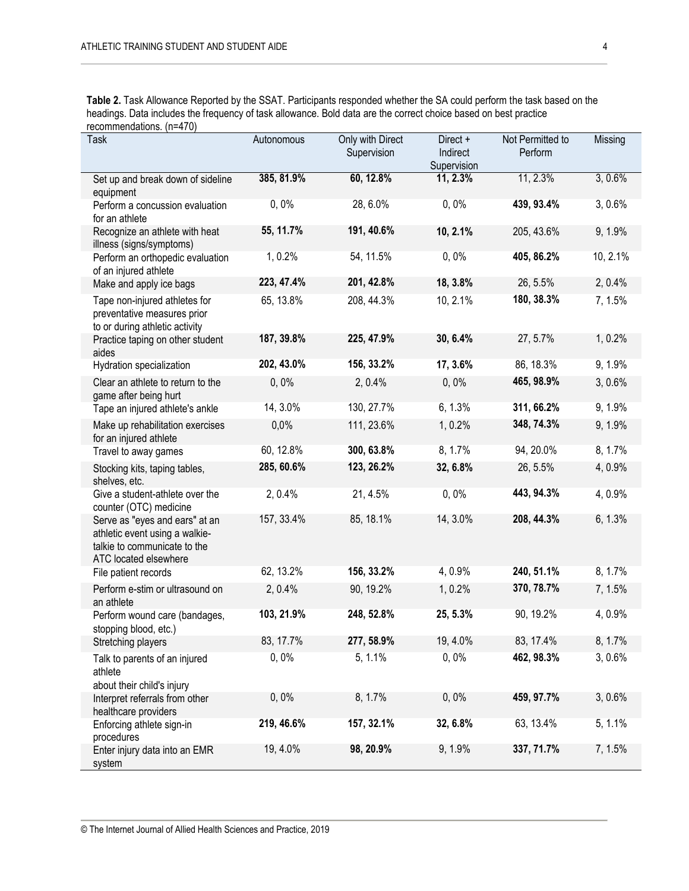**Table 2.** Task Allowance Reported by the SSAT. Participants responded whether the SA could perform the task based on the headings. Data includes the frequency of task allowance. Bold data are the correct choice based on best practice recommendations. (n=470)

| Task | Autonomous | Only with Direct Supervision | Direct + Indirect Supervision | Not Permitted to Perform | Missing |
|---|---|---|---|---|---|
| Set up and break down of sideline equipment | **385, 81.9%** | **60, 12.8%** | **11, 2.3%** | 11, 2.3% | 3, 0.6% |
| Perform a concussion evaluation for an athlete | 0, 0% | 28, 6.0% | 0, 0% | **439, 93.4%** | 3, 0.6% |
| Recognize an athlete with heat illness (signs/symptoms) | **55, 11.7%** | **191, 40.6%** | **10, 2.1%** | 205, 43.6% | 9, 1.9% |
| Perform an orthopedic evaluation of an injured athlete | 1, 0.2% | 54, 11.5% | 0, 0% | **405, 86.2%** | 10, 2.1% |
| Make and apply ice bags | **223, 47.4%** | **201, 42.8%** | **18, 3.8%** | 26, 5.5% | 2, 0.4% |
| Tape non-injured athletes for preventative measures prior to or during athletic activity | 65, 13.8% | 208, 44.3% | 10, 2.1% | **180, 38.3%** | 7, 1.5% |
| Practice taping on other student aides | **187, 39.8%** | **225, 47.9%** | **30, 6.4%** | 27, 5.7% | 1, 0.2% |
| Hydration specialization | **202, 43.0%** | **156, 33.2%** | **17, 3.6%** | 86, 18.3% | 9, 1.9% |
| Clear an athlete to return to the game after being hurt | 0, 0% | 2, 0.4% | 0, 0% | **465, 98.9%** | 3, 0.6% |
| Tape an injured athlete's ankle | 14, 3.0% | 130, 27.7% | 6, 1.3% | **311, 66.2%** | 9, 1.9% |
| Make up rehabilitation exercises for an injured athlete | 0,0% | 111, 23.6% | 1, 0.2% | **348, 74.3%** | 9, 1.9% |
| Travel to away games | 60, 12.8% | **300, 63.8%** | 8, 1.7% | 94, 20.0% | 8, 1.7% |
| Stocking kits, taping tables, shelves, etc. | **285, 60.6%** | **123, 26.2%** | **32, 6.8%** | 26, 5.5% | 4, 0.9% |
| Give a student-athlete over the counter (OTC) medicine | 2, 0.4% | 21, 4.5% | 0, 0% | **443, 94.3%** | 4, 0.9% |
| Serve as "eyes and ears" at an athletic event using a walkie-talkie to communicate to the ATC located elsewhere | 157, 33.4% | 85, 18.1% | 14, 3.0% | **208, 44.3%** | 6, 1.3% |
| File patient records | 62, 13.2% | **156, 33.2%** | 4, 0.9% | **240, 51.1%** | 8, 1.7% |
| Perform e-stim or ultrasound on an athlete | 2, 0.4% | 90, 19.2% | 1, 0.2% | **370, 78.7%** | 7, 1.5% |
| Perform wound care (bandages, stopping blood, etc.) | **103, 21.9%** | **248, 52.8%** | **25, 5.3%** | 90, 19.2% | 4, 0.9% |
| Stretching players | 83, 17.7% | **277, 58.9%** | 19, 4.0% | 83, 17.4% | 8, 1.7% |
| Talk to parents of an injured athlete about their child's injury | 0, 0% | 5, 1.1% | 0, 0% | **462, 98.3%** | 3, 0.6% |
| Interpret referrals from other healthcare providers | 0, 0% | 8, 1.7% | 0, 0% | **459, 97.7%** | 3, 0.6% |
| Enforcing athlete sign-in procedures | **219, 46.6%** | **157, 32.1%** | **32, 6.8%** | 63, 13.4% | 5, 1.1% |
| Enter injury data into an EMR system | 19, 4.0% | **98, 20.9%** | 9, 1.9% | **337, 71.7%** | 7, 1.5% |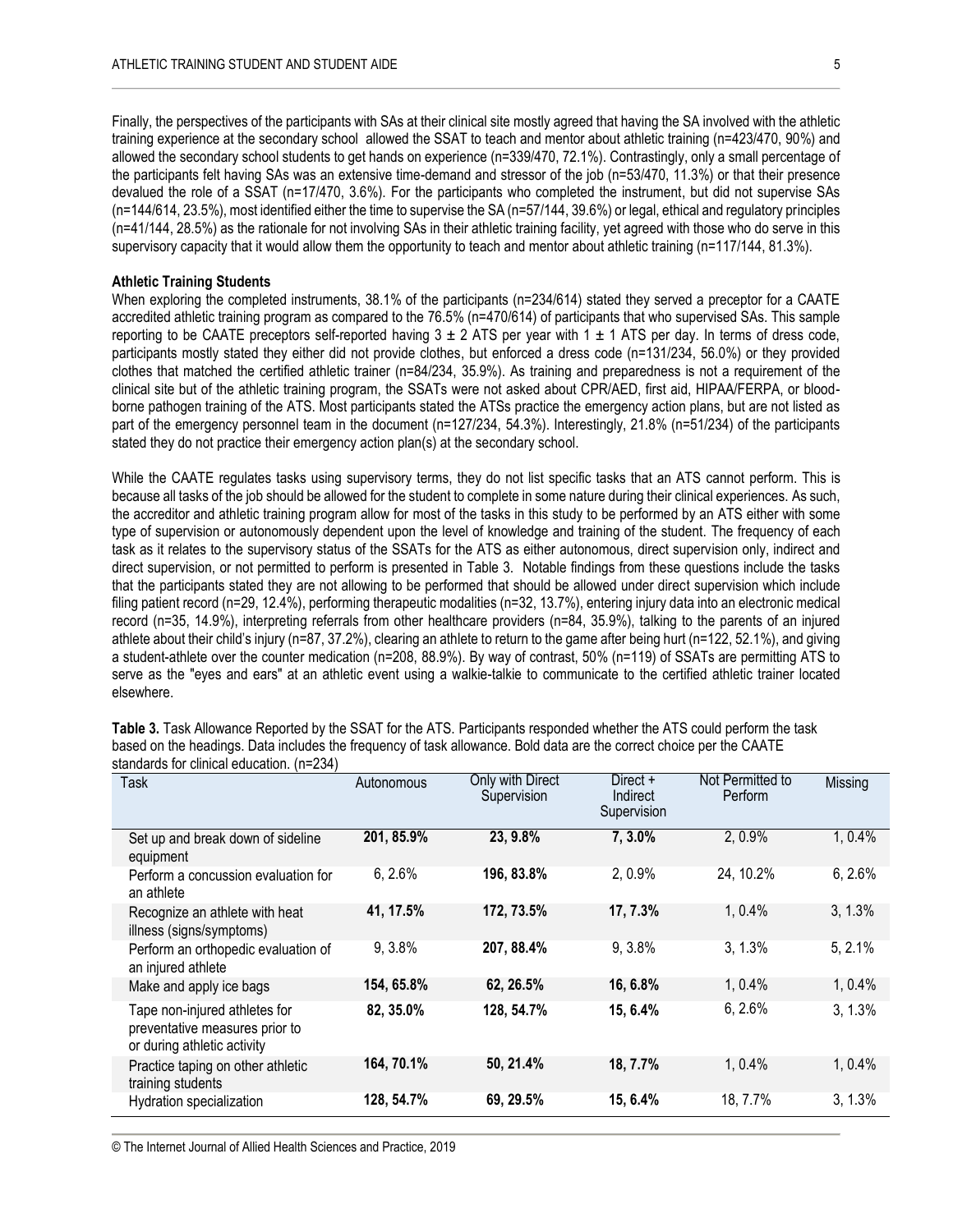Finally, the perspectives of the participants with SAs at their clinical site mostly agreed that having the SA involved with the athletic training experience at the secondary school allowed the SSAT to teach and mentor about athletic training (n=423/470, 90%) and allowed the secondary school students to get hands on experience (n=339/470, 72.1%). Contrastingly, only a small percentage of the participants felt having SAs was an extensive time-demand and stressor of the job (n=53/470, 11.3%) or that their presence devalued the role of a SSAT (n=17/470, 3.6%). For the participants who completed the instrument, but did not supervise SAs (n=144/614, 23.5%), most identified either the time to supervise the SA (n=57/144, 39.6%) or legal, ethical and regulatory principles (n=41/144, 28.5%) as the rationale for not involving SAs in their athletic training facility, yet agreed with those who do serve in this supervisory capacity that it would allow them the opportunity to teach and mentor about athletic training (n=117/144, 81.3%).

**Athletic Training Students**

When exploring the completed instruments, 38.1% of the participants (n=234/614) stated they served a preceptor for a CAATE accredited athletic training program as compared to the 76.5% (n=470/614) of participants that who supervised SAs. This sample reporting to be CAATE preceptors self-reported having 3 ± 2 ATS per year with 1 ± 1 ATS per day. In terms of dress code, participants mostly stated they either did not provide clothes, but enforced a dress code (n=131/234, 56.0%) or they provided clothes that matched the certified athletic trainer (n=84/234, 35.9%). As training and preparedness is not a requirement of the clinical site but of the athletic training program, the SSATs were not asked about CPR/AED, first aid, HIPAA/FERPA, or blood-borne pathogen training of the ATS. Most participants stated the ATSs practice the emergency action plans, but are not listed as part of the emergency personnel team in the document (n=127/234, 54.3%). Interestingly, 21.8% (n=51/234) of the participants stated they do not practice their emergency action plan(s) at the secondary school.

While the CAATE regulates tasks using supervisory terms, they do not list specific tasks that an ATS cannot perform. This is because all tasks of the job should be allowed for the student to complete in some nature during their clinical experiences. As such, the accreditor and athletic training program allow for most of the tasks in this study to be performed by an ATS either with some type of supervision or autonomously dependent upon the level of knowledge and training of the student. The frequency of each task as it relates to the supervisory status of the SSATs for the ATS as either autonomous, direct supervision only, indirect and direct supervision, or not permitted to perform is presented in Table 3. Notable findings from these questions include the tasks that the participants stated they are not allowing to be performed that should be allowed under direct supervision which include filing patient record (n=29, 12.4%), performing therapeutic modalities (n=32, 13.7%), entering injury data into an electronic medical record (n=35, 14.9%), interpreting referrals from other healthcare providers (n=84, 35.9%), talking to the parents of an injured athlete about their child's injury (n=87, 37.2%), clearing an athlete to return to the game after being hurt (n=122, 52.1%), and giving a student-athlete over the counter medication (n=208, 88.9%). By way of contrast, 50% (n=119) of SSATs are permitting ATS to serve as the "eyes and ears" at an athletic event using a walkie-talkie to communicate to the certified athletic trainer located elsewhere.

**Table 3.** Task Allowance Reported by the SSAT for the ATS. Participants responded whether the ATS could perform the task based on the headings. Data includes the frequency of task allowance. Bold data are the correct choice per the CAATE standards for clinical education. (n=234)

| Task | Autonomous | Only with Direct Supervision | Direct + Indirect Supervision | Not Permitted to Perform | Missing |
|---|---|---|---|---|---|
| Set up and break down of sideline equipment | **201, 85.9%** | **23, 9.8%** | **7, 3.0%** | 2, 0.9% | 1, 0.4% |
| Perform a concussion evaluation for an athlete | 6, 2.6% | **196, 83.8%** | 2, 0.9% | 24, 10.2% | 6, 2.6% |
| Recognize an athlete with heat illness (signs/symptoms) | **41, 17.5%** | **172, 73.5%** | **17, 7.3%** | 1, 0.4% | 3, 1.3% |
| Perform an orthopedic evaluation of an injured athlete | 9, 3.8% | **207, 88.4%** | 9, 3.8% | 3, 1.3% | 5, 2.1% |
| Make and apply ice bags | **154, 65.8%** | **62, 26.5%** | **16, 6.8%** | 1, 0.4% | 1, 0.4% |
| Tape non-injured athletes for preventative measures prior to or during athletic activity | **82, 35.0%** | **128, 54.7%** | **15, 6.4%** | 6, 2.6% | 3, 1.3% |
| Practice taping on other athletic training students | **164, 70.1%** | **50, 21.4%** | **18, 7.7%** | 1, 0.4% | 1, 0.4% |
| Hydration specialization | **128, 54.7%** | **69, 29.5%** | **15, 6.4%** | 18, 7.7% | 3, 1.3% |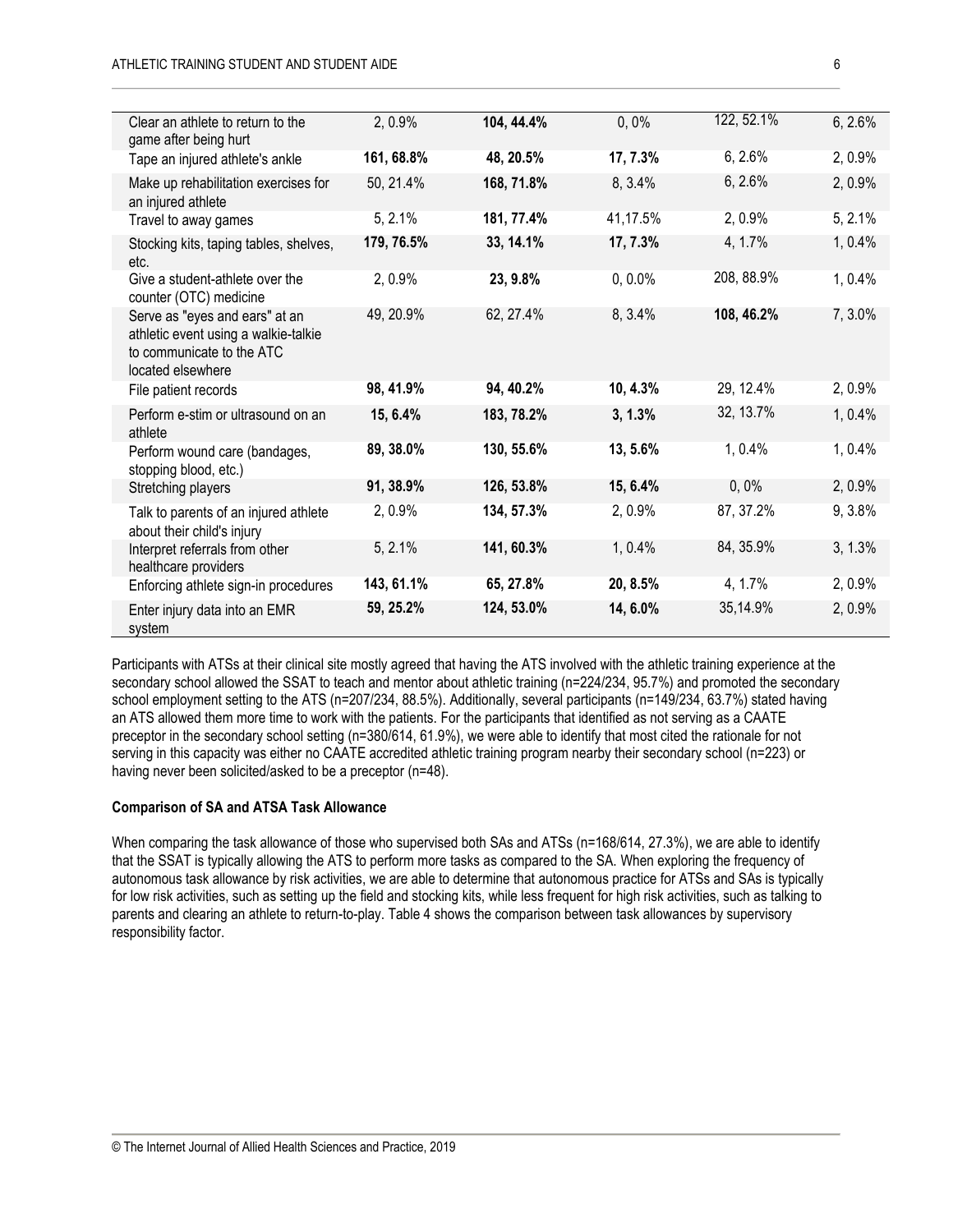| | | | | | |
|---|---|---|---|---|---|
| Clear an athlete to return to the game after being hurt | 2, 0.9% | **104, 44.4%** | 0, 0% | 122, 52.1% | 6, 2.6% |
| Tape an injured athlete's ankle | **161, 68.8%** | **48, 20.5%** | **17, 7.3%** | 6, 2.6% | 2, 0.9% |
| Make up rehabilitation exercises for an injured athlete | 50, 21.4% | **168, 71.8%** | 8, 3.4% | 6, 2.6% | 2, 0.9% |
| Travel to away games | 5, 2.1% | **181, 77.4%** | 41,17.5% | 2, 0.9% | 5, 2.1% |
| Stocking kits, taping tables, shelves, etc. | **179, 76.5%** | **33, 14.1%** | **17, 7.3%** | 4, 1.7% | 1, 0.4% |
| Give a student-athlete over the counter (OTC) medicine | 2, 0.9% | **23, 9.8%** | 0, 0.0% | 208, 88.9% | 1, 0.4% |
| Serve as "eyes and ears" at an athletic event using a walkie-talkie to communicate to the ATC located elsewhere | 49, 20.9% | 62, 27.4% | 8, 3.4% | **108, 46.2%** | 7, 3.0% |
| File patient records | **98, 41.9%** | **94, 40.2%** | **10, 4.3%** | 29, 12.4% | 2, 0.9% |
| Perform e-stim or ultrasound on an athlete | **15, 6.4%** | **183, 78.2%** | **3, 1.3%** | 32, 13.7% | 1, 0.4% |
| Perform wound care (bandages, stopping blood, etc.) | **89, 38.0%** | **130, 55.6%** | **13, 5.6%** | 1, 0.4% | 1, 0.4% |
| Stretching players | **91, 38.9%** | **126, 53.8%** | **15, 6.4%** | 0, 0% | 2, 0.9% |
| Talk to parents of an injured athlete about their child's injury | 2, 0.9% | **134, 57.3%** | 2, 0.9% | 87, 37.2% | 9, 3.8% |
| Interpret referrals from other healthcare providers | 5, 2.1% | **141, 60.3%** | 1, 0.4% | 84, 35.9% | 3, 1.3% |
| Enforcing athlete sign-in procedures | **143, 61.1%** | **65, 27.8%** | **20, 8.5%** | 4, 1.7% | 2, 0.9% |
| Enter injury data into an EMR system | **59, 25.2%** | **124, 53.0%** | **14, 6.0%** | 35,14.9% | 2, 0.9% |

Participants with ATSs at their clinical site mostly agreed that having the ATS involved with the athletic training experience at the secondary school allowed the SSAT to teach and mentor about athletic training (n=224/234, 95.7%) and promoted the secondary school employment setting to the ATS (n=207/234, 88.5%). Additionally, several participants (n=149/234, 63.7%) stated having an ATS allowed them more time to work with the patients. For the participants that identified as not serving as a CAATE preceptor in the secondary school setting (n=380/614, 61.9%), we were able to identify that most cited the rationale for not serving in this capacity was either no CAATE accredited athletic training program nearby their secondary school (n=223) or having never been solicited/asked to be a preceptor (n=48).

**Comparison of SA and ATSA Task Allowance**

When comparing the task allowance of those who supervised both SAs and ATSs (n=168/614, 27.3%), we are able to identify that the SSAT is typically allowing the ATS to perform more tasks as compared to the SA. When exploring the frequency of autonomous task allowance by risk activities, we are able to determine that autonomous practice for ATSs and SAs is typically for low risk activities, such as setting up the field and stocking kits, while less frequent for high risk activities, such as talking to parents and clearing an athlete to return-to-play. Table 4 shows the comparison between task allowances by supervisory responsibility factor.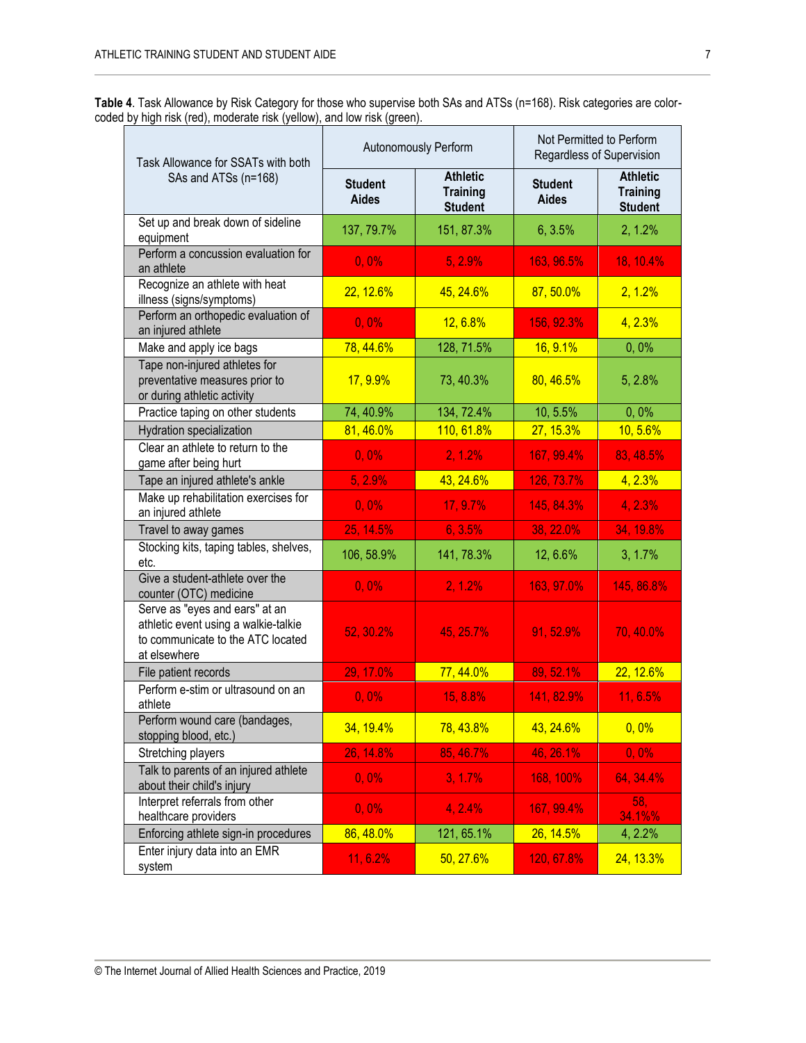**Table 4**. Task Allowance by Risk Category for those who supervise both SAs and ATSs (n=168). Risk categories are color-coded by high risk (red), moderate risk (yellow), and low risk (green).

| Task Allowance for SSATs with both SAs and ATSs (n=168) | Autonomously Perform | | Not Permitted to Perform Regardless of Supervision | |
|---|---|---|---|---|
| | **Student Aides** | **Athletic Training Student** | **Student Aides** | **Athletic Training Student** |
| Set up and break down of sideline equipment | 137, 79.7% | 151, 87.3% | 6, 3.5% | 2, 1.2% |
| Perform a concussion evaluation for an athlete | 0, 0% | 5, 2.9% | 163, 96.5% | 18, 10.4% |
| Recognize an athlete with heat illness (signs/symptoms) | 22, 12.6% | 45, 24.6% | 87, 50.0% | 2, 1.2% |
| Perform an orthopedic evaluation of an injured athlete | 0, 0% | 12, 6.8% | 156, 92.3% | 4, 2.3% |
| Make and apply ice bags | 78, 44.6% | 128, 71.5% | 16, 9.1% | 0, 0% |
| Tape non-injured athletes for preventative measures prior to or during athletic activity | 17, 9.9% | 73, 40.3% | 80, 46.5% | 5, 2.8% |
| Practice taping on other students | 74, 40.9% | 134, 72.4% | 10, 5.5% | 0, 0% |
| Hydration specialization | 81, 46.0% | 110, 61.8% | 27, 15.3% | 10, 5.6% |
| Clear an athlete to return to the game after being hurt | 0, 0% | 2, 1.2% | 167, 99.4% | 83, 48.5% |
| Tape an injured athlete's ankle | 5, 2.9% | 43, 24.6% | 126, 73.7% | 4, 2.3% |
| Make up rehabilitation exercises for an injured athlete | 0, 0% | 17, 9.7% | 145, 84.3% | 4, 2.3% |
| Travel to away games | 25, 14.5% | 6, 3.5% | 38, 22.0% | 34, 19.8% |
| Stocking kits, taping tables, shelves, etc. | 106, 58.9% | 141, 78.3% | 12, 6.6% | 3, 1.7% |
| Give a student-athlete over the counter (OTC) medicine | 0, 0% | 2, 1.2% | 163, 97.0% | 145, 86.8% |
| Serve as "eyes and ears" at an athletic event using a walkie-talkie to communicate to the ATC located at elsewhere | 52, 30.2% | 45, 25.7% | 91, 52.9% | 70, 40.0% |
| File patient records | 29, 17.0% | 77, 44.0% | 89, 52.1% | 22, 12.6% |
| Perform e-stim or ultrasound on an athlete | 0, 0% | 15, 8.8% | 141, 82.9% | 11, 6.5% |
| Perform wound care (bandages, stopping blood, etc.) | 34, 19.4% | 78, 43.8% | 43, 24.6% | 0, 0% |
| Stretching players | 26, 14.8% | 85, 46.7% | 46, 26.1% | 0, 0% |
| Talk to parents of an injured athlete about their child's injury | 0, 0% | 3, 1.7% | 168, 100% | 64, 34.4% |
| Interpret referrals from other healthcare providers | 0, 0% | 4, 2.4% | 167, 99.4% | 58, 34.1%% |
| Enforcing athlete sign-in procedures | 86, 48.0% | 121, 65.1% | 26, 14.5% | 4, 2.2% |
| Enter injury data into an EMR system | 11, 6.2% | 50, 27.6% | 120, 67.8% | 24, 13.3% |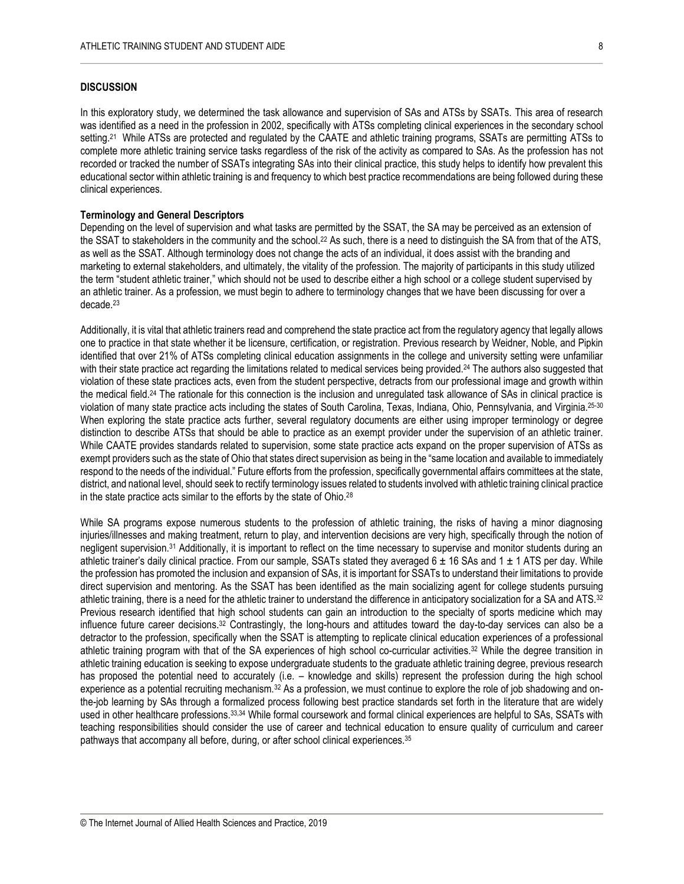## DISCUSSION

In this exploratory study, we determined the task allowance and supervision of SAs and ATSs by SSATs. This area of research was identified as a need in the profession in 2002, specifically with ATSs completing clinical experiences in the secondary school setting.[21] While ATSs are protected and regulated by the CAATE and athletic training programs, SSATs are permitting ATSs to complete more athletic training service tasks regardless of the risk of the activity as compared to SAs. As the profession has not recorded or tracked the number of SSATs integrating SAs into their clinical practice, this study helps to identify how prevalent this educational sector within athletic training is and frequency to which best practice recommendations are being followed during these clinical experiences.

### Terminology and General Descriptors

Depending on the level of supervision and what tasks are permitted by the SSAT, the SA may be perceived as an extension of the SSAT to stakeholders in the community and the school.[22] As such, there is a need to distinguish the SA from that of the ATS, as well as the SSAT. Although terminology does not change the acts of an individual, it does assist with the branding and marketing to external stakeholders, and ultimately, the vitality of the profession. The majority of participants in this study utilized the term "student athletic trainer," which should not be used to describe either a high school or a college student supervised by an athletic trainer. As a profession, we must begin to adhere to terminology changes that we have been discussing for over a decade.[23]

Additionally, it is vital that athletic trainers read and comprehend the state practice act from the regulatory agency that legally allows one to practice in that state whether it be licensure, certification, or registration. Previous research by Weidner, Noble, and Pipkin identified that over 21% of ATSs completing clinical education assignments in the college and university setting were unfamiliar with their state practice act regarding the limitations related to medical services being provided.[24] The authors also suggested that violation of these state practices acts, even from the student perspective, detracts from our professional image and growth within the medical field.[24] The rationale for this connection is the inclusion and unregulated task allowance of SAs in clinical practice is violation of many state practice acts including the states of South Carolina, Texas, Indiana, Ohio, Pennsylvania, and Virginia.[25-30] When exploring the state practice acts further, several regulatory documents are either using improper terminology or degree distinction to describe ATSs that should be able to practice as an exempt provider under the supervision of an athletic trainer. While CAATE provides standards related to supervision, some state practice acts expand on the proper supervision of ATSs as exempt providers such as the state of Ohio that states direct supervision as being in the "same location and available to immediately respond to the needs of the individual." Future efforts from the profession, specifically governmental affairs committees at the state, district, and national level, should seek to rectify terminology issues related to students involved with athletic training clinical practice in the state practice acts similar to the efforts by the state of Ohio.[28]

While SA programs expose numerous students to the profession of athletic training, the risks of having a minor diagnosing injuries/illnesses and making treatment, return to play, and intervention decisions are very high, specifically through the notion of negligent supervision.[31] Additionally, it is important to reflect on the time necessary to supervise and monitor students during an athletic trainer's daily clinical practice. From our sample, SSATs stated they averaged $6 \pm 16$ SAs and $1 \pm 1$ ATS per day. While the profession has promoted the inclusion and expansion of SAs, it is important for SSATs to understand their limitations to provide direct supervision and mentoring. As the SSAT has been identified as the main socializing agent for college students pursuing athletic training, there is a need for the athletic trainer to understand the difference in anticipatory socialization for a SA and ATS.[32] Previous research identified that high school students can gain an introduction to the specialty of sports medicine which may influence future career decisions.[32] Contrastingly, the long-hours and attitudes toward the day-to-day services can also be a detractor to the profession, specifically when the SSAT is attempting to replicate clinical education experiences of a professional athletic training program with that of the SA experiences of high school co-curricular activities.[32] While the degree transition in athletic training education is seeking to expose undergraduate students to the graduate athletic training degree, previous research has proposed the potential need to accurately (i.e. – knowledge and skills) represent the profession during the high school experience as a potential recruiting mechanism.[32] As a profession, we must continue to explore the role of job shadowing and on-the-job learning by SAs through a formalized process following best practice standards set forth in the literature that are widely used in other healthcare professions.[33,34] While formal coursework and formal clinical experiences are helpful to SAs, SSATs with teaching responsibilities should consider the use of career and technical education to ensure quality of curriculum and career pathways that accompany all before, during, or after school clinical experiences.[35]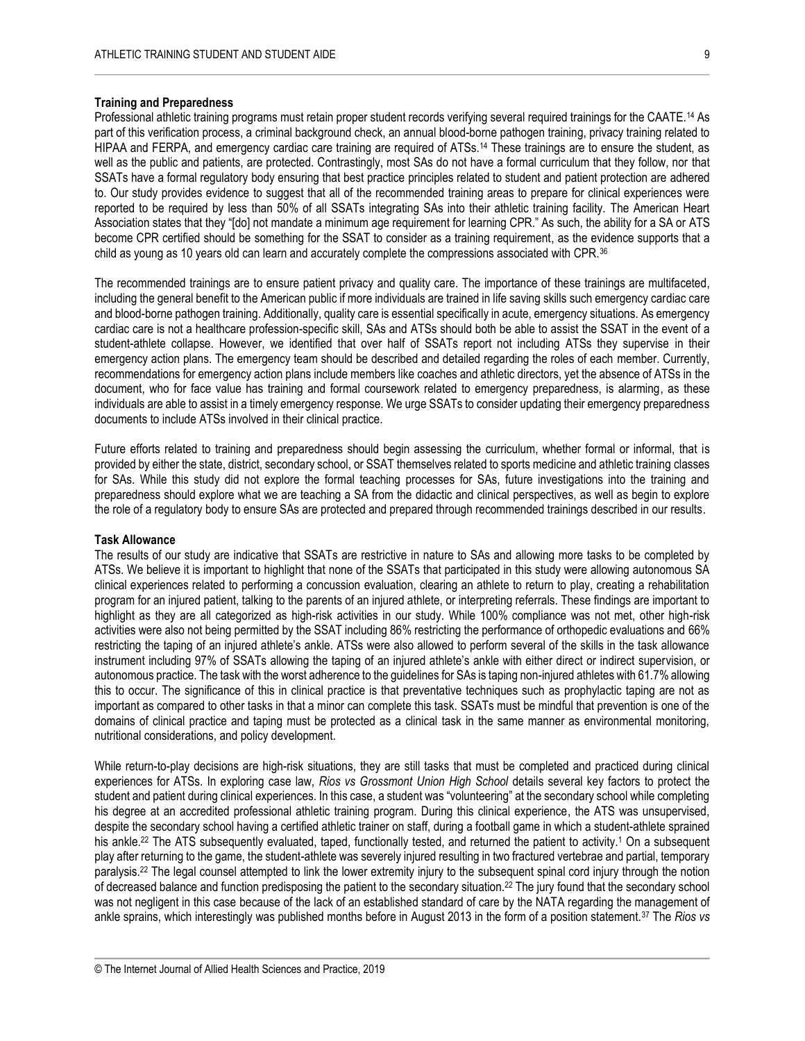### Training and Preparedness

Professional athletic training programs must retain proper student records verifying several required trainings for the CAATE.[14] As part of this verification process, a criminal background check, an annual blood-borne pathogen training, privacy training related to HIPAA and FERPA, and emergency cardiac care training are required of ATSs.[14] These trainings are to ensure the student, as well as the public and patients, are protected. Contrastingly, most SAs do not have a formal curriculum that they follow, nor that SSATs have a formal regulatory body ensuring that best practice principles related to student and patient protection are adhered to. Our study provides evidence to suggest that all of the recommended training areas to prepare for clinical experiences were reported to be required by less than 50% of all SSATs integrating SAs into their athletic training facility. The American Heart Association states that they "[do] not mandate a minimum age requirement for learning CPR." As such, the ability for a SA or ATS become CPR certified should be something for the SSAT to consider as a training requirement, as the evidence supports that a child as young as 10 years old can learn and accurately complete the compressions associated with CPR.[36]

The recommended trainings are to ensure patient privacy and quality care. The importance of these trainings are multifaceted, including the general benefit to the American public if more individuals are trained in life saving skills such emergency cardiac care and blood-borne pathogen training. Additionally, quality care is essential specifically in acute, emergency situations. As emergency cardiac care is not a healthcare profession-specific skill, SAs and ATSs should both be able to assist the SSAT in the event of a student-athlete collapse. However, we identified that over half of SSATs report not including ATSs they supervise in their emergency action plans. The emergency team should be described and detailed regarding the roles of each member. Currently, recommendations for emergency action plans include members like coaches and athletic directors, yet the absence of ATSs in the document, who for face value has training and formal coursework related to emergency preparedness, is alarming, as these individuals are able to assist in a timely emergency response. We urge SSATs to consider updating their emergency preparedness documents to include ATSs involved in their clinical practice.

Future efforts related to training and preparedness should begin assessing the curriculum, whether formal or informal, that is provided by either the state, district, secondary school, or SSAT themselves related to sports medicine and athletic training classes for SAs. While this study did not explore the formal teaching processes for SAs, future investigations into the training and preparedness should explore what we are teaching a SA from the didactic and clinical perspectives, as well as begin to explore the role of a regulatory body to ensure SAs are protected and prepared through recommended trainings described in our results.

### Task Allowance

The results of our study are indicative that SSATs are restrictive in nature to SAs and allowing more tasks to be completed by ATSs. We believe it is important to highlight that none of the SSATs that participated in this study were allowing autonomous SA clinical experiences related to performing a concussion evaluation, clearing an athlete to return to play, creating a rehabilitation program for an injured patient, talking to the parents of an injured athlete, or interpreting referrals. These findings are important to highlight as they are all categorized as high-risk activities in our study. While 100% compliance was not met, other high-risk activities were also not being permitted by the SSAT including 86% restricting the performance of orthopedic evaluations and 66% restricting the taping of an injured athlete's ankle. ATSs were also allowed to perform several of the skills in the task allowance instrument including 97% of SSATs allowing the taping of an injured athlete's ankle with either direct or indirect supervision, or autonomous practice. The task with the worst adherence to the guidelines for SAs is taping non-injured athletes with 61.7% allowing this to occur. The significance of this in clinical practice is that preventative techniques such as prophylactic taping are not as important as compared to other tasks in that a minor can complete this task. SSATs must be mindful that prevention is one of the domains of clinical practice and taping must be protected as a clinical task in the same manner as environmental monitoring, nutritional considerations, and policy development.

While return-to-play decisions are high-risk situations, they are still tasks that must be completed and practiced during clinical experiences for ATSs. In exploring case law, *Rios vs Grossmont Union High School* details several key factors to protect the student and patient during clinical experiences. In this case, a student was "volunteering" at the secondary school while completing his degree at an accredited professional athletic training program. During this clinical experience, the ATS was unsupervised, despite the secondary school having a certified athletic trainer on staff, during a football game in which a student-athlete sprained his ankle.[22] The ATS subsequently evaluated, taped, functionally tested, and returned the patient to activity.[1] On a subsequent play after returning to the game, the student-athlete was severely injured resulting in two fractured vertebrae and partial, temporary paralysis.[22] The legal counsel attempted to link the lower extremity injury to the subsequent spinal cord injury through the notion of decreased balance and function predisposing the patient to the secondary situation.[22] The jury found that the secondary school was not negligent in this case because of the lack of an established standard of care by the NATA regarding the management of ankle sprains, which interestingly was published months before in August 2013 in the form of a position statement.[37] The *Rios vs*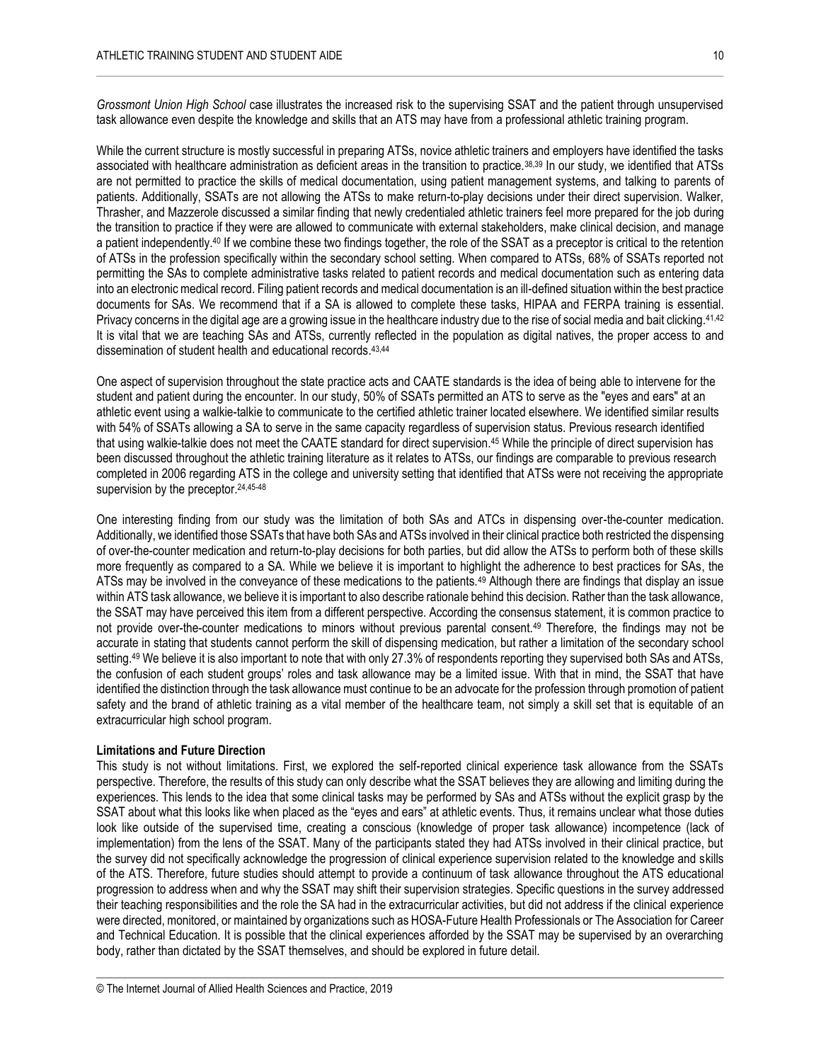*Grossmont Union High School* case illustrates the increased risk to the supervising SSAT and the patient through unsupervised task allowance even despite the knowledge and skills that an ATS may have from a professional athletic training program.

While the current structure is mostly successful in preparing ATSs, novice athletic trainers and employers have identified the tasks associated with healthcare administration as deficient areas in the transition to practice.[38,39] In our study, we identified that ATSs are not permitted to practice the skills of medical documentation, using patient management systems, and talking to parents of patients. Additionally, SSATs are not allowing the ATSs to make return-to-play decisions under their direct supervision. Walker, Thrasher, and Mazzerole discussed a similar finding that newly credentialed athletic trainers feel more prepared for the job during the transition to practice if they were are allowed to communicate with external stakeholders, make clinical decision, and manage a patient independently.[40] If we combine these two findings together, the role of the SSAT as a preceptor is critical to the retention of ATSs in the profession specifically within the secondary school setting. When compared to ATSs, 68% of SSATs reported not permitting the SAs to complete administrative tasks related to patient records and medical documentation such as entering data into an electronic medical record. Filing patient records and medical documentation is an ill-defined situation within the best practice documents for SAs. We recommend that if a SA is allowed to complete these tasks, HIPAA and FERPA training is essential. Privacy concerns in the digital age are a growing issue in the healthcare industry due to the rise of social media and bait clicking.[41,42] It is vital that we are teaching SAs and ATSs, currently reflected in the population as digital natives, the proper access to and dissemination of student health and educational records.[43,44]

One aspect of supervision throughout the state practice acts and CAATE standards is the idea of being able to intervene for the student and patient during the encounter. In our study, 50% of SSATs permitted an ATS to serve as the "eyes and ears" at an athletic event using a walkie-talkie to communicate to the certified athletic trainer located elsewhere. We identified similar results with 54% of SSATs allowing a SA to serve in the same capacity regardless of supervision status. Previous research identified that using walkie-talkie does not meet the CAATE standard for direct supervision.[45] While the principle of direct supervision has been discussed throughout the athletic training literature as it relates to ATSs, our findings are comparable to previous research completed in 2006 regarding ATS in the college and university setting that identified that ATSs were not receiving the appropriate supervision by the preceptor.[24,45-48]

One interesting finding from our study was the limitation of both SAs and ATCs in dispensing over-the-counter medication. Additionally, we identified those SSATs that have both SAs and ATSs involved in their clinical practice both restricted the dispensing of over-the-counter medication and return-to-play decisions for both parties, but did allow the ATSs to perform both of these skills more frequently as compared to a SA. While we believe it is important to highlight the adherence to best practices for SAs, the ATSs may be involved in the conveyance of these medications to the patients.[49] Although there are findings that display an issue within ATS task allowance, we believe it is important to also describe rationale behind this decision. Rather than the task allowance, the SSAT may have perceived this item from a different perspective. According the consensus statement, it is common practice to not provide over-the-counter medications to minors without previous parental consent.[49] Therefore, the findings may not be accurate in stating that students cannot perform the skill of dispensing medication, but rather a limitation of the secondary school setting.[49] We believe it is also important to note that with only 27.3% of respondents reporting they supervised both SAs and ATSs, the confusion of each student groups' roles and task allowance may be a limited issue. With that in mind, the SSAT that have identified the distinction through the task allowance must continue to be an advocate for the profession through promotion of patient safety and the brand of athletic training as a vital member of the healthcare team, not simply a skill set that is equitable of an extracurricular high school program.

**Limitations and Future Direction**

This study is not without limitations. First, we explored the self-reported clinical experience task allowance from the SSATs perspective. Therefore, the results of this study can only describe what the SSAT believes they are allowing and limiting during the experiences. This lends to the idea that some clinical tasks may be performed by SAs and ATSs without the explicit grasp by the SSAT about what this looks like when placed as the "eyes and ears" at athletic events. Thus, it remains unclear what those duties look like outside of the supervised time, creating a conscious (knowledge of proper task allowance) incompetence (lack of implementation) from the lens of the SSAT. Many of the participants stated they had ATSs involved in their clinical practice, but the survey did not specifically acknowledge the progression of clinical experience supervision related to the knowledge and skills of the ATS. Therefore, future studies should attempt to provide a continuum of task allowance throughout the ATS educational progression to address when and why the SSAT may shift their supervision strategies. Specific questions in the survey addressed their teaching responsibilities and the role the SA had in the extracurricular activities, but did not address if the clinical experience were directed, monitored, or maintained by organizations such as HOSA-Future Health Professionals or The Association for Career and Technical Education. It is possible that the clinical experiences afforded by the SSAT may be supervised by an overarching body, rather than dictated by the SSAT themselves, and should be explored in future detail.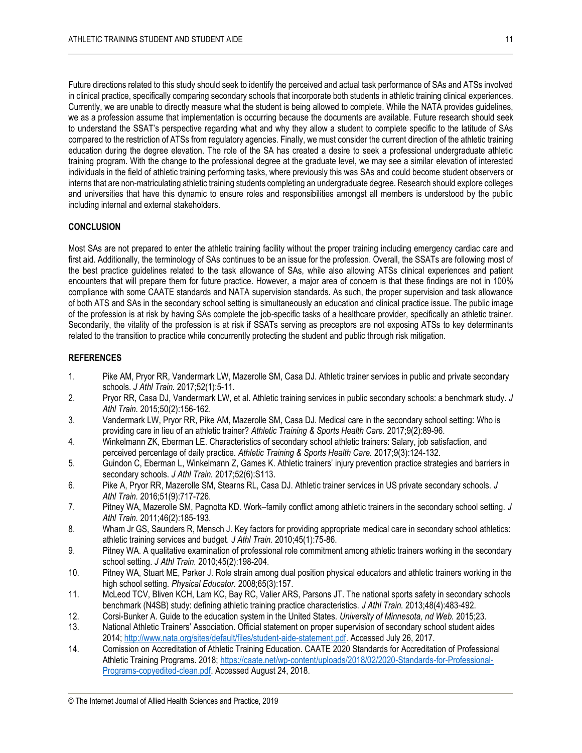Future directions related to this study should seek to identify the perceived and actual task performance of SAs and ATSs involved in clinical practice, specifically comparing secondary schools that incorporate both students in athletic training clinical experiences. Currently, we are unable to directly measure what the student is being allowed to complete. While the NATA provides guidelines, we as a profession assume that implementation is occurring because the documents are available. Future research should seek to understand the SSAT's perspective regarding what and why they allow a student to complete specific to the latitude of SAs compared to the restriction of ATSs from regulatory agencies. Finally, we must consider the current direction of the athletic training education during the degree elevation. The role of the SA has created a desire to seek a professional undergraduate athletic training program. With the change to the professional degree at the graduate level, we may see a similar elevation of interested individuals in the field of athletic training performing tasks, where previously this was SAs and could become student observers or interns that are non-matriculating athletic training students completing an undergraduate degree. Research should explore colleges and universities that have this dynamic to ensure roles and responsibilities amongst all members is understood by the public including internal and external stakeholders.

## CONCLUSION

Most SAs are not prepared to enter the athletic training facility without the proper training including emergency cardiac care and first aid. Additionally, the terminology of SAs continues to be an issue for the profession. Overall, the SSATs are following most of the best practice guidelines related to the task allowance of SAs, while also allowing ATSs clinical experiences and patient encounters that will prepare them for future practice. However, a major area of concern is that these findings are not in 100% compliance with some CAATE standards and NATA supervision standards. As such, the proper supervision and task allowance of both ATS and SAs in the secondary school setting is simultaneously an education and clinical practice issue. The public image of the profession is at risk by having SAs complete the job-specific tasks of a healthcare provider, specifically an athletic trainer. Secondarily, the vitality of the profession is at risk if SSATs serving as preceptors are not exposing ATSs to key determinants related to the transition to practice while concurrently protecting the student and public through risk mitigation.

## REFERENCES

1. Pike AM, Pryor RR, Vandermark LW, Mazerolle SM, Casa DJ. Athletic trainer services in public and private secondary schools. *J Athl Train.* 2017;52(1):5-11.
2. Pryor RR, Casa DJ, Vandermark LW, et al. Athletic training services in public secondary schools: a benchmark study. *J Athl Train.* 2015;50(2):156-162.
3. Vandermark LW, Pryor RR, Pike AM, Mazerolle SM, Casa DJ. Medical care in the secondary school setting: Who is providing care in lieu of an athletic trainer? *Athletic Training & Sports Health Care.* 2017;9(2):89-96.
4. Winkelmann ZK, Eberman LE. Characteristics of secondary school athletic trainers: Salary, job satisfaction, and perceived percentage of daily practice. *Athletic Training & Sports Health Care.* 2017;9(3):124-132.
5. Guindon C, Eberman L, Winkelmann Z, Games K. Athletic trainers' injury prevention practice strategies and barriers in secondary schools. *J Athl Train.* 2017;52(6):S113.
6. Pike A, Pryor RR, Mazerolle SM, Stearns RL, Casa DJ. Athletic trainer services in US private secondary schools. *J Athl Train.* 2016;51(9):717-726.
7. Pitney WA, Mazerolle SM, Pagnotta KD. Work–family conflict among athletic trainers in the secondary school setting. *J Athl Train.* 2011;46(2):185-193.
8. Wham Jr GS, Saunders R, Mensch J. Key factors for providing appropriate medical care in secondary school athletics: athletic training services and budget. *J Athl Train.* 2010;45(1):75-86.
9. Pitney WA. A qualitative examination of professional role commitment among athletic trainers working in the secondary school setting. *J Athl Train.* 2010;45(2):198-204.
10. Pitney WA, Stuart ME, Parker J. Role strain among dual position physical educators and athletic trainers working in the high school setting. *Physical Educator.* 2008;65(3):157.
11. McLeod TCV, Bliven KCH, Lam KC, Bay RC, Valier ARS, Parsons JT. The national sports safety in secondary schools benchmark (N4SB) study: defining athletic training practice characteristics. *J Athl Train.* 2013;48(4):483-492.
12. Corsi-Bunker A. Guide to the education system in the United States. *University of Minnesota, nd Web.* 2015;23.
13. National Athletic Trainers' Association. Official statement on proper supervision of secondary school student aides 2014; http://www.nata.org/sites/default/files/student-aide-statement.pdf. Accessed July 26, 2017.
14. Comission on Accreditation of Athletic Training Education. CAATE 2020 Standards for Accreditation of Professional Athletic Training Programs. 2018; https://caate.net/wp-content/uploads/2018/02/2020-Standards-for-Professional-Programs-copyedited-clean.pdf. Accessed August 24, 2018.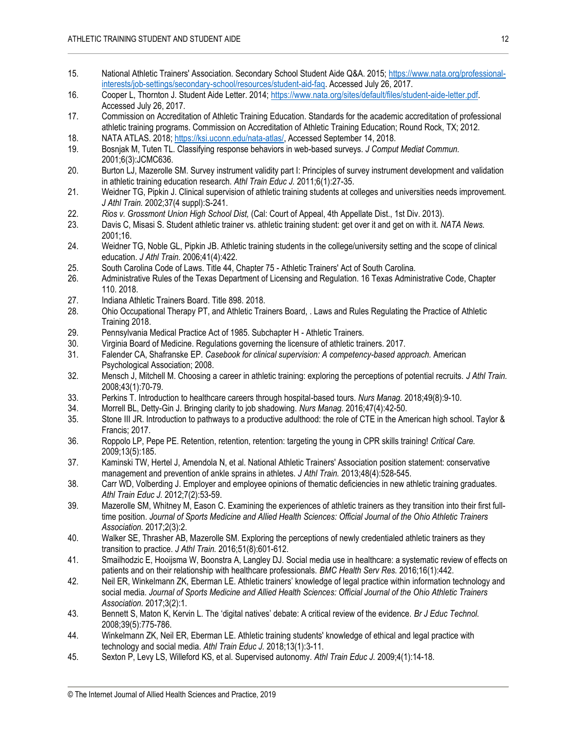15. National Athletic Trainers' Association. Secondary School Student Aide Q&A. 2015; https://www.nata.org/professional-interests/job-settings/secondary-school/resources/student-aid-faq. Accessed July 26, 2017.
16. Cooper L, Thornton J. Student Aide Letter. 2014; https://www.nata.org/sites/default/files/student-aide-letter.pdf. Accessed July 26, 2017.
17. Commission on Accreditation of Athletic Training Education. Standards for the academic accreditation of professional athletic training programs. Commission on Accreditation of Athletic Training Education; Round Rock, TX; 2012.
18. NATA ATLAS. 2018; https://ksi.uconn.edu/nata-atlas/, Accessed September 14, 2018.
19. Bosnjak M, Tuten TL. Classifying response behaviors in web-based surveys. *J Comput Mediat Commun.* 2001;6(3):JCMC636.
20. Burton LJ, Mazerolle SM. Survey instrument validity part I: Principles of survey instrument development and validation in athletic training education research. *Athl Train Educ J.* 2011;6(1):27-35.
21. Weidner TG, Pipkin J. Clinical supervision of athletic training students at colleges and universities needs improvement. *J Athl Train.* 2002;37(4 suppl):S-241.
22. *Rios v. Grossmont Union High School Dist,* (Cal: Court of Appeal, 4th Appellate Dist., 1st Div. 2013).
23. Davis C, Misasi S. Student athletic trainer vs. athletic training student: get over it and get on with it. *NATA News.* 2001;16.
24. Weidner TG, Noble GL, Pipkin JB. Athletic training students in the college/university setting and the scope of clinical education. *J Athl Train.* 2006;41(4):422.
25. South Carolina Code of Laws. Title 44, Chapter 75 - Athletic Trainers' Act of South Carolina.
26. Administrative Rules of the Texas Department of Licensing and Regulation. 16 Texas Administrative Code, Chapter 110. 2018.
27. Indiana Athletic Trainers Board. Title 898. 2018.
28. Ohio Occupational Therapy PT, and Athletic Trainers Board, . Laws and Rules Regulating the Practice of Athletic Training 2018.
29. Pennsylvania Medical Practice Act of 1985. Subchapter H - Athletic Trainers.
30. Virginia Board of Medicine. Regulations governing the licensure of athletic trainers. 2017.
31. Falender CA, Shafranske EP. *Casebook for clinical supervision: A competency-based approach.* American Psychological Association; 2008.
32. Mensch J, Mitchell M. Choosing a career in athletic training: exploring the perceptions of potential recruits. *J Athl Train.* 2008;43(1):70-79.
33. Perkins T. Introduction to healthcare careers through hospital-based tours. *Nurs Manag.* 2018;49(8):9-10.
34. Morrell BL, Detty-Gin J. Bringing clarity to job shadowing. *Nurs Manag.* 2016;47(4):42-50.
35. Stone III JR. Introduction to pathways to a productive adulthood: the role of CTE in the American high school. Taylor & Francis; 2017.
36. Roppolo LP, Pepe PE. Retention, retention, retention: targeting the young in CPR skills training! *Critical Care.* 2009;13(5):185.
37. Kaminski TW, Hertel J, Amendola N, et al. National Athletic Trainers' Association position statement: conservative management and prevention of ankle sprains in athletes. *J Athl Train.* 2013;48(4):528-545.
38. Carr WD, Volberding J. Employer and employee opinions of thematic deficiencies in new athletic training graduates. *Athl Train Educ J.* 2012;7(2):53-59.
39. Mazerolle SM, Whitney M, Eason C. Examining the experiences of athletic trainers as they transition into their first full-time position. *Journal of Sports Medicine and Allied Health Sciences: Official Journal of the Ohio Athletic Trainers Association.* 2017;2(3):2.
40. Walker SE, Thrasher AB, Mazerolle SM. Exploring the perceptions of newly credentialed athletic trainers as they transition to practice. *J Athl Train.* 2016;51(8):601-612.
41. Smailhodzic E, Hooijsma W, Boonstra A, Langley DJ. Social media use in healthcare: a systematic review of effects on patients and on their relationship with healthcare professionals. *BMC Health Serv Res.* 2016;16(1):442.
42. Neil ER, Winkelmann ZK, Eberman LE. Athletic trainers' knowledge of legal practice within information technology and social media. *Journal of Sports Medicine and Allied Health Sciences: Official Journal of the Ohio Athletic Trainers Association.* 2017;3(2):1.
43. Bennett S, Maton K, Kervin L. The 'digital natives' debate: A critical review of the evidence. *Br J Educ Technol.* 2008;39(5):775-786.
44. Winkelmann ZK, Neil ER, Eberman LE. Athletic training students' knowledge of ethical and legal practice with technology and social media. *Athl Train Educ J.* 2018;13(1):3-11.
45. Sexton P, Levy LS, Willeford KS, et al. Supervised autonomy. *Athl Train Educ J.* 2009;4(1):14-18.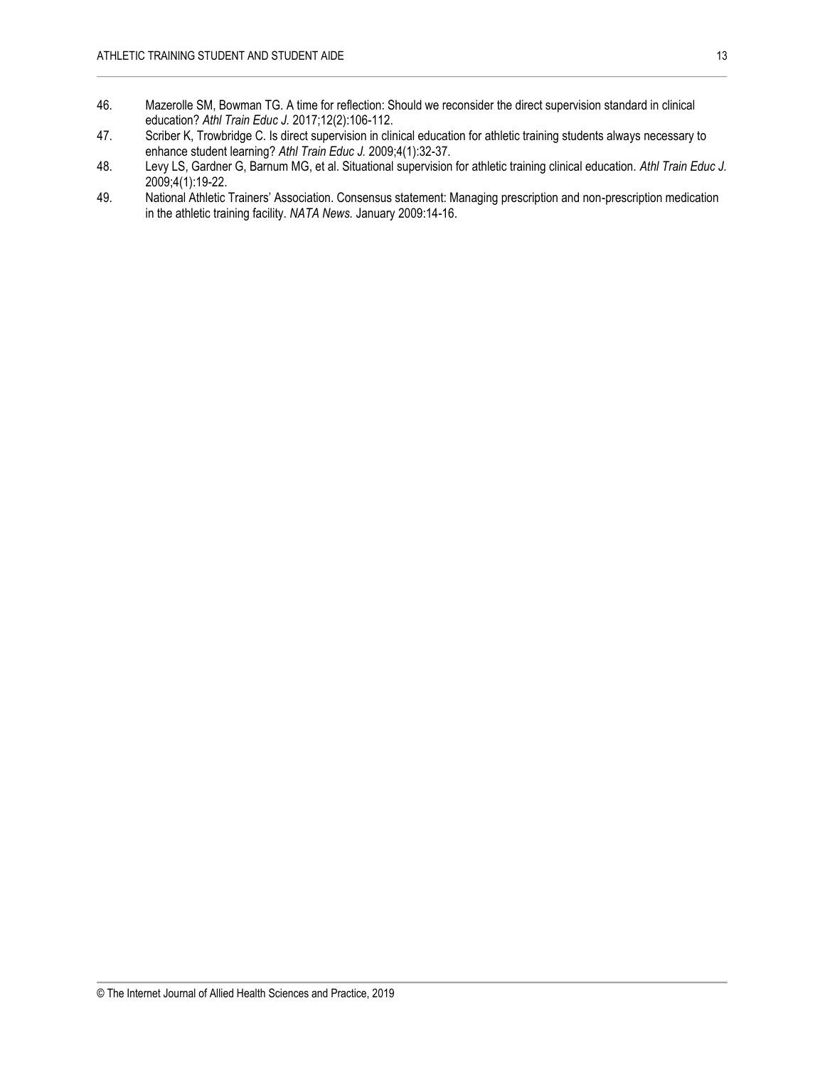46. Mazerolle SM, Bowman TG. A time for reflection: Should we reconsider the direct supervision standard in clinical education? *Athl Train Educ J.* 2017;12(2):106-112.
47. Scriber K, Trowbridge C. Is direct supervision in clinical education for athletic training students always necessary to enhance student learning? *Athl Train Educ J.* 2009;4(1):32-37.
48. Levy LS, Gardner G, Barnum MG, et al. Situational supervision for athletic training clinical education. *Athl Train Educ J.* 2009;4(1):19-22.
49. National Athletic Trainers' Association. Consensus statement: Managing prescription and non-prescription medication in the athletic training facility. *NATA News.* January 2009:14-16.

© The Internet Journal of Allied Health Sciences and Practice, 2019